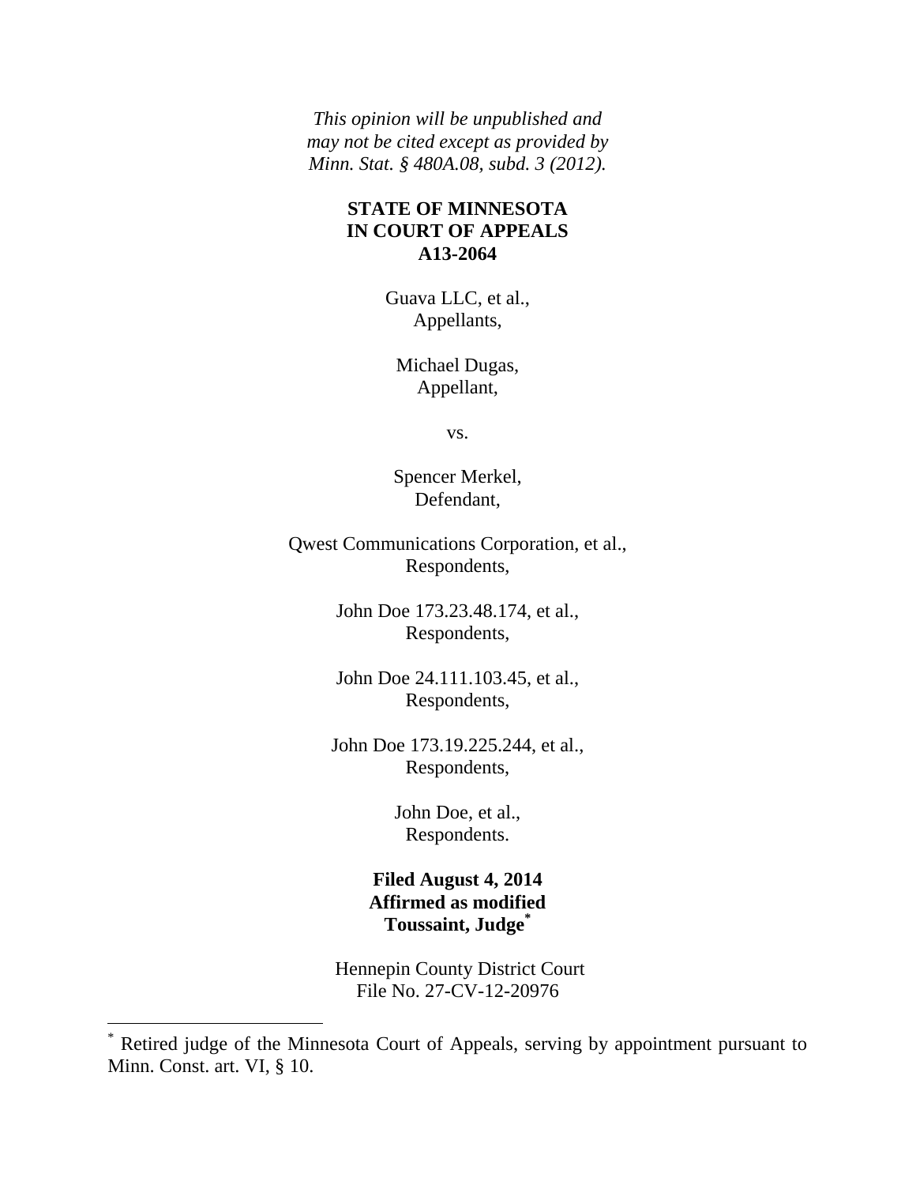*This opinion will be unpublished and may not be cited except as provided by Minn. Stat. § 480A.08, subd. 3 (2012).*

**STATE OF MINNESOTA**
**IN COURT OF APPEALS**
**A13-2064**

Guava LLC, et al.,
Appellants,

Michael Dugas,
Appellant,

vs.

Spencer Merkel,
Defendant,

Qwest Communications Corporation, et al.,
Respondents,

John Doe 173.23.48.174, et al.,
Respondents,

John Doe 24.111.103.45, et al.,
Respondents,

John Doe 173.19.225.244, et al.,
Respondents,

John Doe, et al.,
Respondents.

**Filed August 4, 2014**
**Affirmed as modified**
**Toussaint, Judge[*]**

Hennepin County District Court
File No. 27-CV-12-20976

---

[*] Retired judge of the Minnesota Court of Appeals, serving by appointment pursuant to Minn. Const. art. VI, § 10.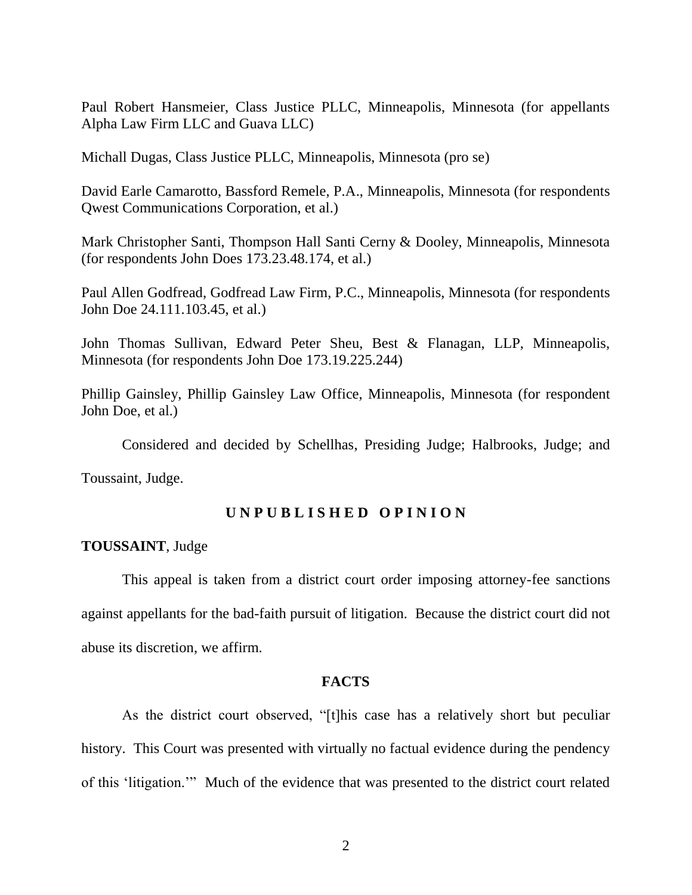Paul Robert Hansmeier, Class Justice PLLC, Minneapolis, Minnesota (for appellants Alpha Law Firm LLC and Guava LLC)

Michall Dugas, Class Justice PLLC, Minneapolis, Minnesota (pro se)

David Earle Camarotto, Bassford Remele, P.A., Minneapolis, Minnesota (for respondents Qwest Communications Corporation, et al.)

Mark Christopher Santi, Thompson Hall Santi Cerny & Dooley, Minneapolis, Minnesota (for respondents John Does 173.23.48.174, et al.)

Paul Allen Godfread, Godfread Law Firm, P.C., Minneapolis, Minnesota (for respondents John Doe 24.111.103.45, et al.)

John Thomas Sullivan, Edward Peter Sheu, Best & Flanagan, LLP, Minneapolis, Minnesota (for respondents John Doe 173.19.225.244)

Phillip Gainsley, Phillip Gainsley Law Office, Minneapolis, Minnesota (for respondent John Doe, et al.)

Considered and decided by Schellhas, Presiding Judge; Halbrooks, Judge; and Toussaint, Judge.

## U N P U B L I S H E D   O P I N I O N

**TOUSSAINT**, Judge

This appeal is taken from a district court order imposing attorney-fee sanctions against appellants for the bad-faith pursuit of litigation. Because the district court did not abuse its discretion, we affirm.

## FACTS

As the district court observed, "[t]his case has a relatively short but peculiar history. This Court was presented with virtually no factual evidence during the pendency of this 'litigation.'" Much of the evidence that was presented to the district court related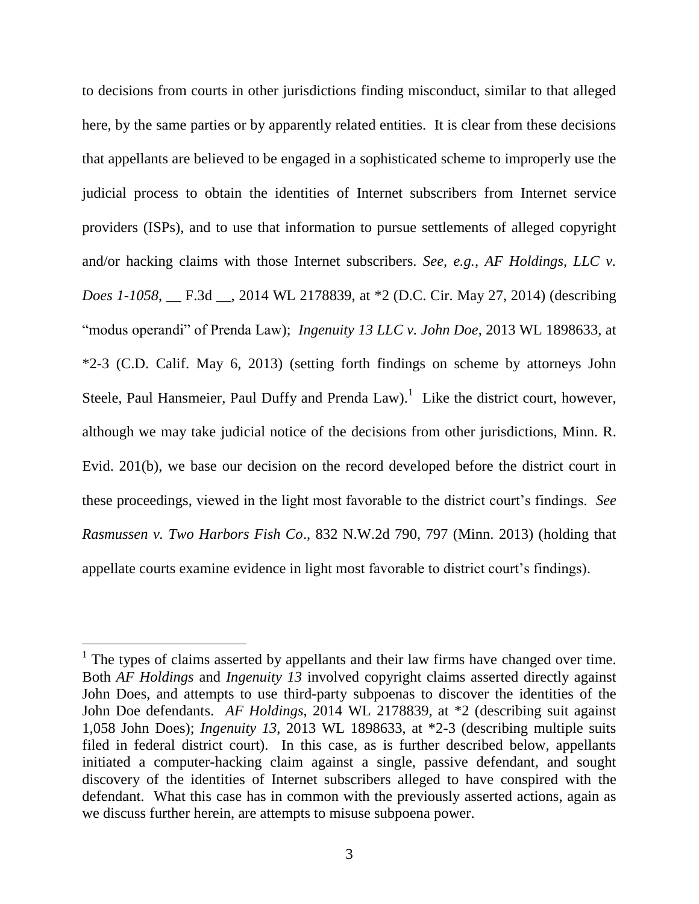to decisions from courts in other jurisdictions finding misconduct, similar to that alleged here, by the same parties or by apparently related entities. It is clear from these decisions that appellants are believed to be engaged in a sophisticated scheme to improperly use the judicial process to obtain the identities of Internet subscribers from Internet service providers (ISPs), and to use that information to pursue settlements of alleged copyright and/or hacking claims with those Internet subscribers. *See, e.g.*, *AF Holdings, LLC v. Does 1-1058*, __ F.3d __, 2014 WL 2178839, at *2 (D.C. Cir. May 27, 2014) (describing "modus operandi" of Prenda Law); *Ingenuity 13 LLC v. John Doe*, 2013 WL 1898633, at *2-3 (C.D. Calif. May 6, 2013) (setting forth findings on scheme by attorneys John Steele, Paul Hansmeier, Paul Duffy and Prenda Law).[1] Like the district court, however, although we may take judicial notice of the decisions from other jurisdictions, Minn. R. Evid. 201(b), we base our decision on the record developed before the district court in these proceedings, viewed in the light most favorable to the district court's findings. *See Rasmussen v. Two Harbors Fish Co*., 832 N.W.2d 790, 797 (Minn. 2013) (holding that appellate courts examine evidence in light most favorable to district court's findings).

---

[1] The types of claims asserted by appellants and their law firms have changed over time. Both *AF Holdings* and *Ingenuity 13* involved copyright claims asserted directly against John Does, and attempts to use third-party subpoenas to discover the identities of the John Doe defendants. *AF Holdings*, 2014 WL 2178839, at *2 (describing suit against 1,058 John Does); *Ingenuity 13*, 2013 WL 1898633, at *2-3 (describing multiple suits filed in federal district court). In this case, as is further described below, appellants initiated a computer-hacking claim against a single, passive defendant, and sought discovery of the identities of Internet subscribers alleged to have conspired with the defendant. What this case has in common with the previously asserted actions, again as we discuss further herein, are attempts to misuse subpoena power.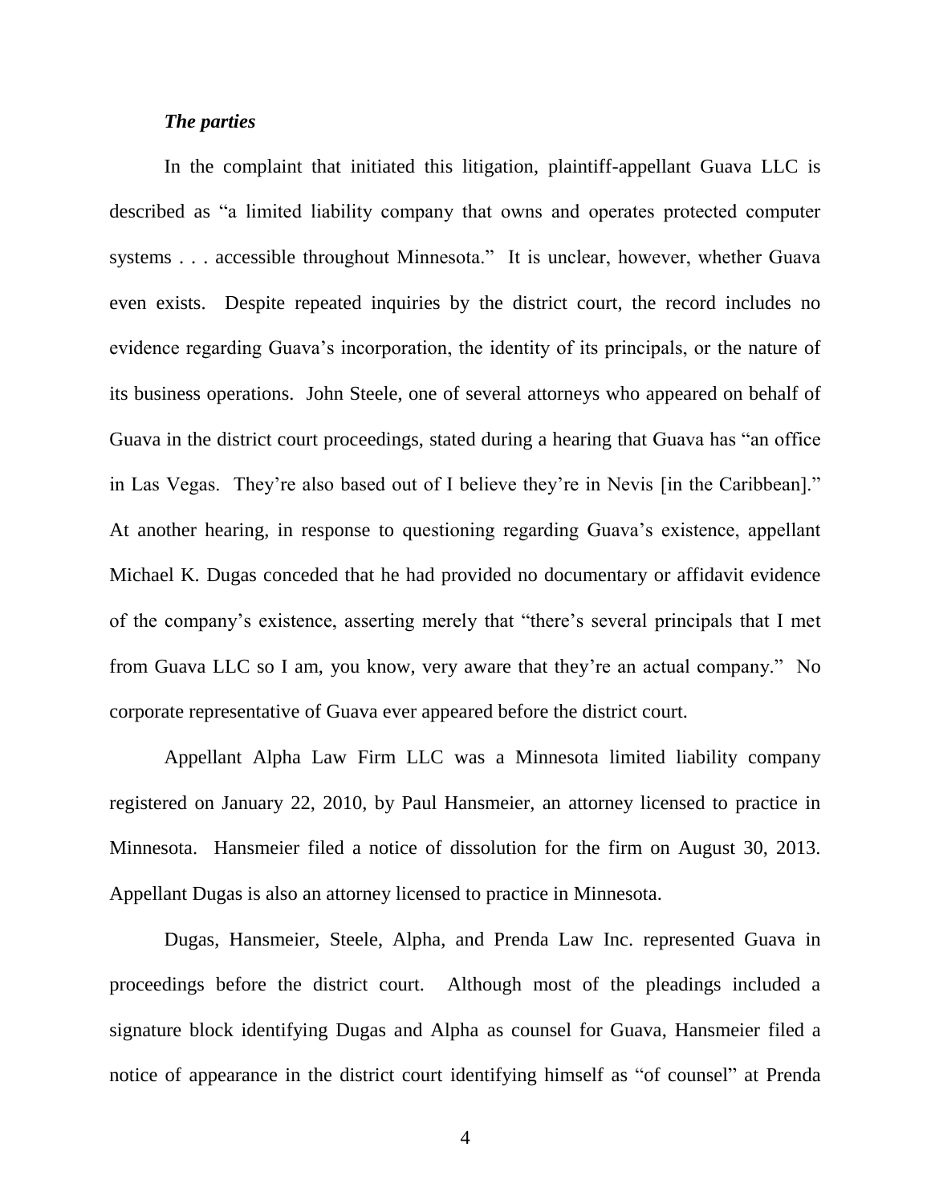***The parties***

In the complaint that initiated this litigation, plaintiff-appellant Guava LLC is described as "a limited liability company that owns and operates protected computer systems . . . accessible throughout Minnesota." It is unclear, however, whether Guava even exists. Despite repeated inquiries by the district court, the record includes no evidence regarding Guava's incorporation, the identity of its principals, or the nature of its business operations. John Steele, one of several attorneys who appeared on behalf of Guava in the district court proceedings, stated during a hearing that Guava has "an office in Las Vegas. They're also based out of I believe they're in Nevis [in the Caribbean]." At another hearing, in response to questioning regarding Guava's existence, appellant Michael K. Dugas conceded that he had provided no documentary or affidavit evidence of the company's existence, asserting merely that "there's several principals that I met from Guava LLC so I am, you know, very aware that they're an actual company." No corporate representative of Guava ever appeared before the district court.

Appellant Alpha Law Firm LLC was a Minnesota limited liability company registered on January 22, 2010, by Paul Hansmeier, an attorney licensed to practice in Minnesota. Hansmeier filed a notice of dissolution for the firm on August 30, 2013. Appellant Dugas is also an attorney licensed to practice in Minnesota.

Dugas, Hansmeier, Steele, Alpha, and Prenda Law Inc. represented Guava in proceedings before the district court. Although most of the pleadings included a signature block identifying Dugas and Alpha as counsel for Guava, Hansmeier filed a notice of appearance in the district court identifying himself as "of counsel" at Prenda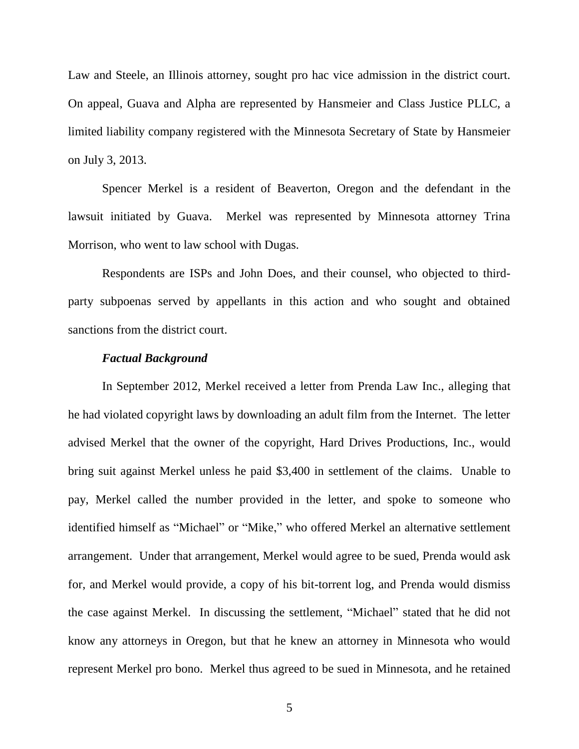Law and Steele, an Illinois attorney, sought pro hac vice admission in the district court. On appeal, Guava and Alpha are represented by Hansmeier and Class Justice PLLC, a limited liability company registered with the Minnesota Secretary of State by Hansmeier on July 3, 2013.

Spencer Merkel is a resident of Beaverton, Oregon and the defendant in the lawsuit initiated by Guava. Merkel was represented by Minnesota attorney Trina Morrison, who went to law school with Dugas.

Respondents are ISPs and John Does, and their counsel, who objected to third-party subpoenas served by appellants in this action and who sought and obtained sanctions from the district court.

***Factual Background***

In September 2012, Merkel received a letter from Prenda Law Inc., alleging that he had violated copyright laws by downloading an adult film from the Internet. The letter advised Merkel that the owner of the copyright, Hard Drives Productions, Inc., would bring suit against Merkel unless he paid $3,400 in settlement of the claims. Unable to pay, Merkel called the number provided in the letter, and spoke to someone who identified himself as "Michael" or "Mike," who offered Merkel an alternative settlement arrangement. Under that arrangement, Merkel would agree to be sued, Prenda would ask for, and Merkel would provide, a copy of his bit-torrent log, and Prenda would dismiss the case against Merkel. In discussing the settlement, "Michael" stated that he did not know any attorneys in Oregon, but that he knew an attorney in Minnesota who would represent Merkel pro bono. Merkel thus agreed to be sued in Minnesota, and he retained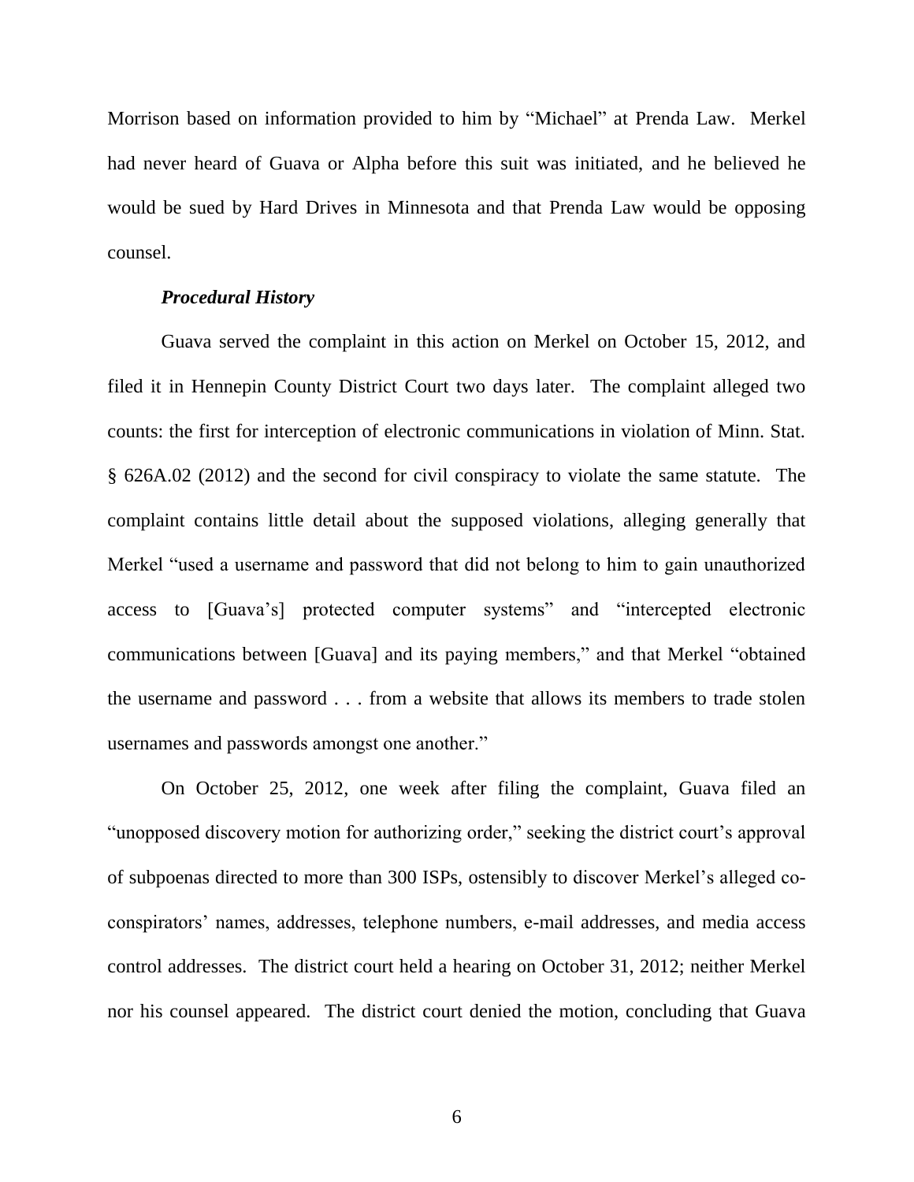Morrison based on information provided to him by "Michael" at Prenda Law. Merkel had never heard of Guava or Alpha before this suit was initiated, and he believed he would be sued by Hard Drives in Minnesota and that Prenda Law would be opposing counsel.

***Procedural History***

Guava served the complaint in this action on Merkel on October 15, 2012, and filed it in Hennepin County District Court two days later. The complaint alleged two counts: the first for interception of electronic communications in violation of Minn. Stat. § 626A.02 (2012) and the second for civil conspiracy to violate the same statute. The complaint contains little detail about the supposed violations, alleging generally that Merkel "used a username and password that did not belong to him to gain unauthorized access to [Guava's] protected computer systems" and "intercepted electronic communications between [Guava] and its paying members," and that Merkel "obtained the username and password . . . from a website that allows its members to trade stolen usernames and passwords amongst one another."

On October 25, 2012, one week after filing the complaint, Guava filed an "unopposed discovery motion for authorizing order," seeking the district court's approval of subpoenas directed to more than 300 ISPs, ostensibly to discover Merkel's alleged co-conspirators' names, addresses, telephone numbers, e-mail addresses, and media access control addresses. The district court held a hearing on October 31, 2012; neither Merkel nor his counsel appeared. The district court denied the motion, concluding that Guava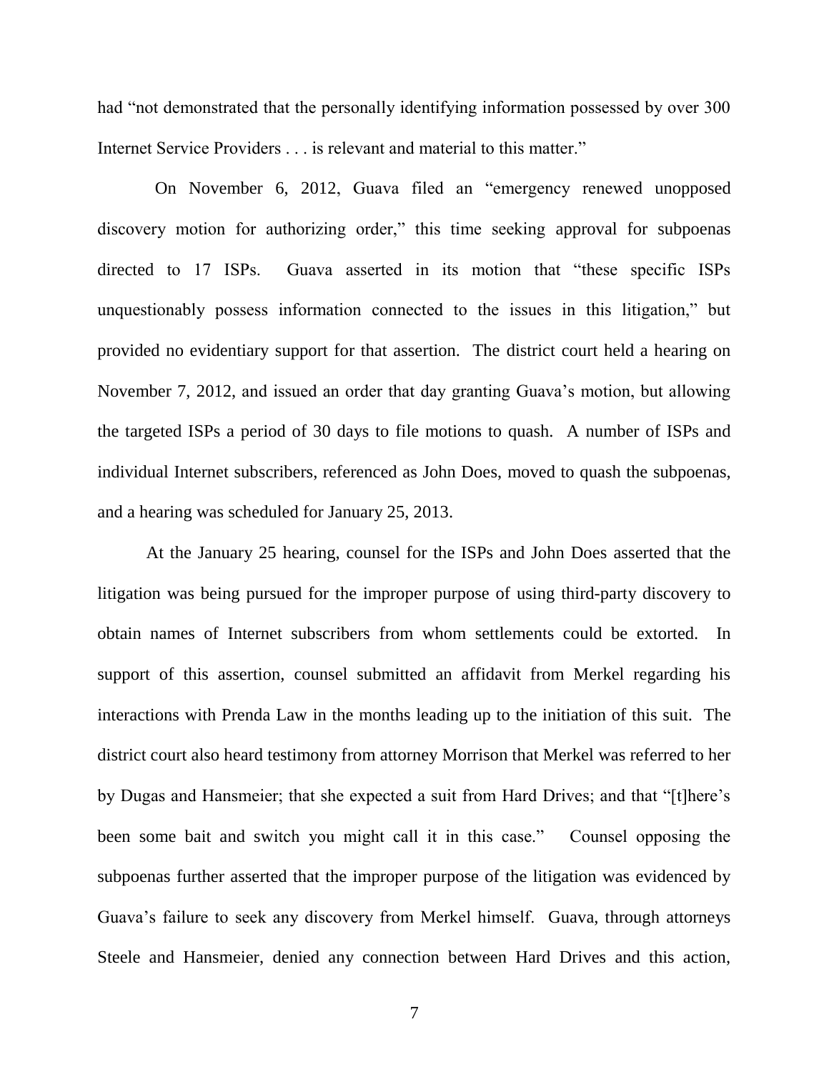had "not demonstrated that the personally identifying information possessed by over 300 Internet Service Providers . . . is relevant and material to this matter."

On November 6, 2012, Guava filed an "emergency renewed unopposed discovery motion for authorizing order," this time seeking approval for subpoenas directed to 17 ISPs. Guava asserted in its motion that "these specific ISPs unquestionably possess information connected to the issues in this litigation," but provided no evidentiary support for that assertion. The district court held a hearing on November 7, 2012, and issued an order that day granting Guava's motion, but allowing the targeted ISPs a period of 30 days to file motions to quash. A number of ISPs and individual Internet subscribers, referenced as John Does, moved to quash the subpoenas, and a hearing was scheduled for January 25, 2013.

At the January 25 hearing, counsel for the ISPs and John Does asserted that the litigation was being pursued for the improper purpose of using third-party discovery to obtain names of Internet subscribers from whom settlements could be extorted. In support of this assertion, counsel submitted an affidavit from Merkel regarding his interactions with Prenda Law in the months leading up to the initiation of this suit. The district court also heard testimony from attorney Morrison that Merkel was referred to her by Dugas and Hansmeier; that she expected a suit from Hard Drives; and that "[t]here's been some bait and switch you might call it in this case." Counsel opposing the subpoenas further asserted that the improper purpose of the litigation was evidenced by Guava's failure to seek any discovery from Merkel himself. Guava, through attorneys Steele and Hansmeier, denied any connection between Hard Drives and this action,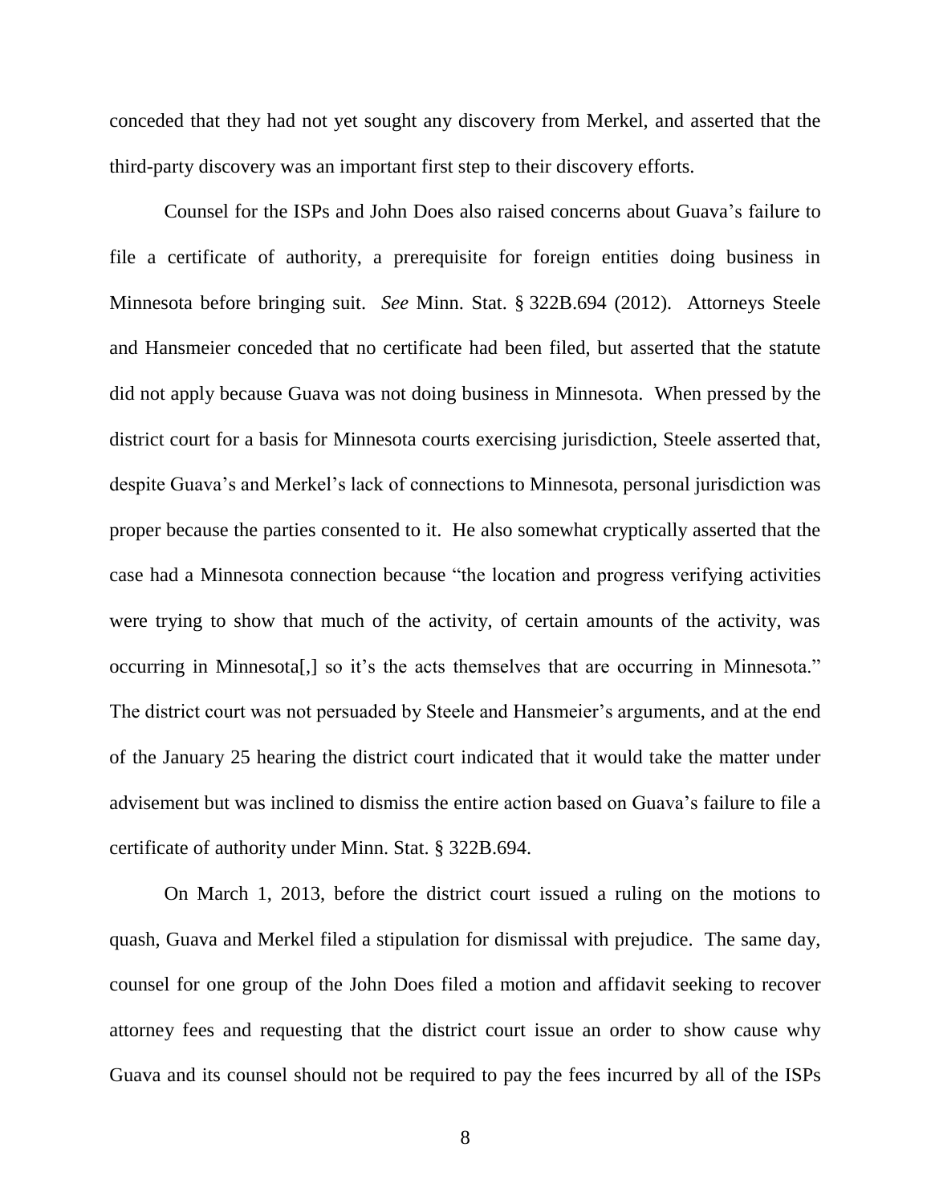conceded that they had not yet sought any discovery from Merkel, and asserted that the third-party discovery was an important first step to their discovery efforts.

Counsel for the ISPs and John Does also raised concerns about Guava's failure to file a certificate of authority, a prerequisite for foreign entities doing business in Minnesota before bringing suit. *See* Minn. Stat. § 322B.694 (2012). Attorneys Steele and Hansmeier conceded that no certificate had been filed, but asserted that the statute did not apply because Guava was not doing business in Minnesota. When pressed by the district court for a basis for Minnesota courts exercising jurisdiction, Steele asserted that, despite Guava's and Merkel's lack of connections to Minnesota, personal jurisdiction was proper because the parties consented to it. He also somewhat cryptically asserted that the case had a Minnesota connection because "the location and progress verifying activities were trying to show that much of the activity, of certain amounts of the activity, was occurring in Minnesota[,] so it's the acts themselves that are occurring in Minnesota." The district court was not persuaded by Steele and Hansmeier's arguments, and at the end of the January 25 hearing the district court indicated that it would take the matter under advisement but was inclined to dismiss the entire action based on Guava's failure to file a certificate of authority under Minn. Stat. § 322B.694.

On March 1, 2013, before the district court issued a ruling on the motions to quash, Guava and Merkel filed a stipulation for dismissal with prejudice. The same day, counsel for one group of the John Does filed a motion and affidavit seeking to recover attorney fees and requesting that the district court issue an order to show cause why Guava and its counsel should not be required to pay the fees incurred by all of the ISPs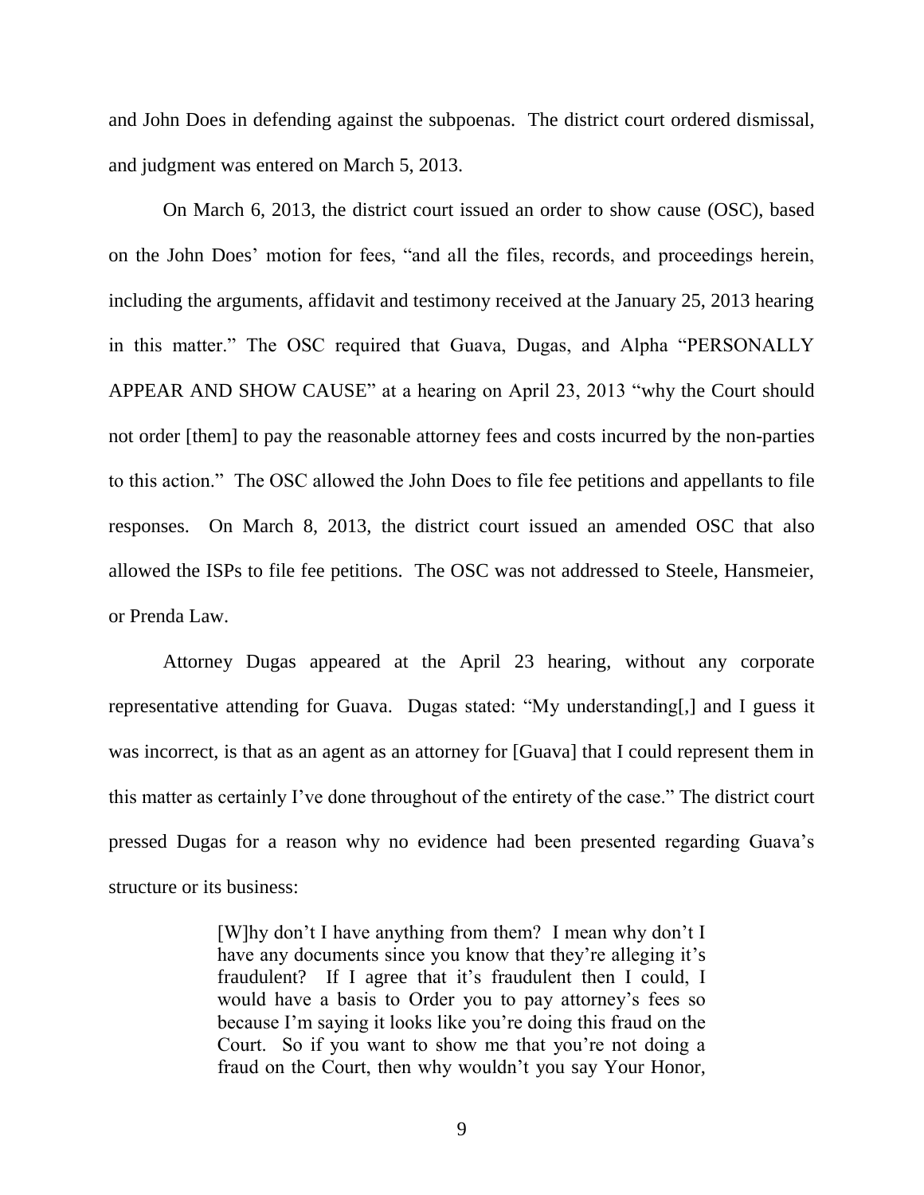and John Does in defending against the subpoenas. The district court ordered dismissal, and judgment was entered on March 5, 2013.

On March 6, 2013, the district court issued an order to show cause (OSC), based on the John Does' motion for fees, "and all the files, records, and proceedings herein, including the arguments, affidavit and testimony received at the January 25, 2013 hearing in this matter." The OSC required that Guava, Dugas, and Alpha "PERSONALLY APPEAR AND SHOW CAUSE" at a hearing on April 23, 2013 "why the Court should not order [them] to pay the reasonable attorney fees and costs incurred by the non-parties to this action." The OSC allowed the John Does to file fee petitions and appellants to file responses. On March 8, 2013, the district court issued an amended OSC that also allowed the ISPs to file fee petitions. The OSC was not addressed to Steele, Hansmeier, or Prenda Law.

Attorney Dugas appeared at the April 23 hearing, without any corporate representative attending for Guava. Dugas stated: "My understanding[,] and I guess it was incorrect, is that as an agent as an attorney for [Guava] that I could represent them in this matter as certainly I've done throughout of the entirety of the case." The district court pressed Dugas for a reason why no evidence had been presented regarding Guava's structure or its business:

> [W]hy don't I have anything from them? I mean why don't I have any documents since you know that they're alleging it's fraudulent? If I agree that it's fraudulent then I could, I would have a basis to Order you to pay attorney's fees so because I'm saying it looks like you're doing this fraud on the Court. So if you want to show me that you're not doing a fraud on the Court, then why wouldn't you say Your Honor,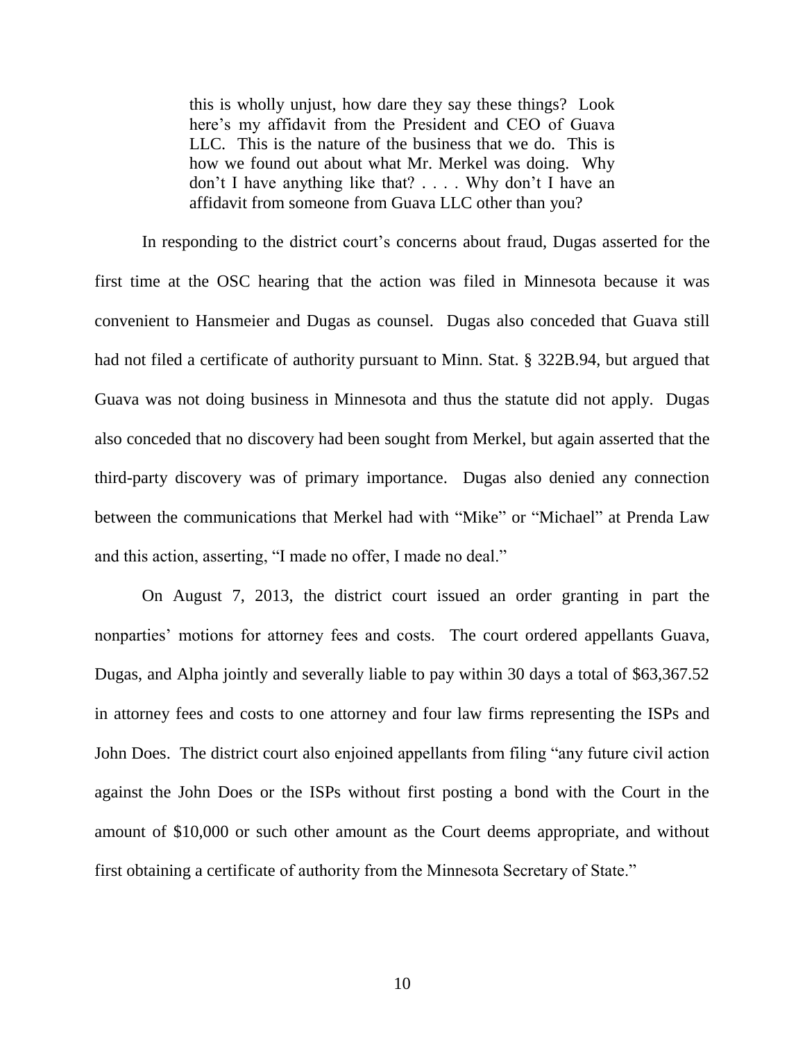> this is wholly unjust, how dare they say these things? Look here's my affidavit from the President and CEO of Guava LLC. This is the nature of the business that we do. This is how we found out about what Mr. Merkel was doing. Why don't I have anything like that? . . . . Why don't I have an affidavit from someone from Guava LLC other than you?

In responding to the district court's concerns about fraud, Dugas asserted for the first time at the OSC hearing that the action was filed in Minnesota because it was convenient to Hansmeier and Dugas as counsel. Dugas also conceded that Guava still had not filed a certificate of authority pursuant to Minn. Stat. § 322B.94, but argued that Guava was not doing business in Minnesota and thus the statute did not apply. Dugas also conceded that no discovery had been sought from Merkel, but again asserted that the third-party discovery was of primary importance. Dugas also denied any connection between the communications that Merkel had with "Mike" or "Michael" at Prenda Law and this action, asserting, "I made no offer, I made no deal."

On August 7, 2013, the district court issued an order granting in part the nonparties' motions for attorney fees and costs. The court ordered appellants Guava, Dugas, and Alpha jointly and severally liable to pay within 30 days a total of $63,367.52 in attorney fees and costs to one attorney and four law firms representing the ISPs and John Does. The district court also enjoined appellants from filing "any future civil action against the John Does or the ISPs without first posting a bond with the Court in the amount of $10,000 or such other amount as the Court deems appropriate, and without first obtaining a certificate of authority from the Minnesota Secretary of State."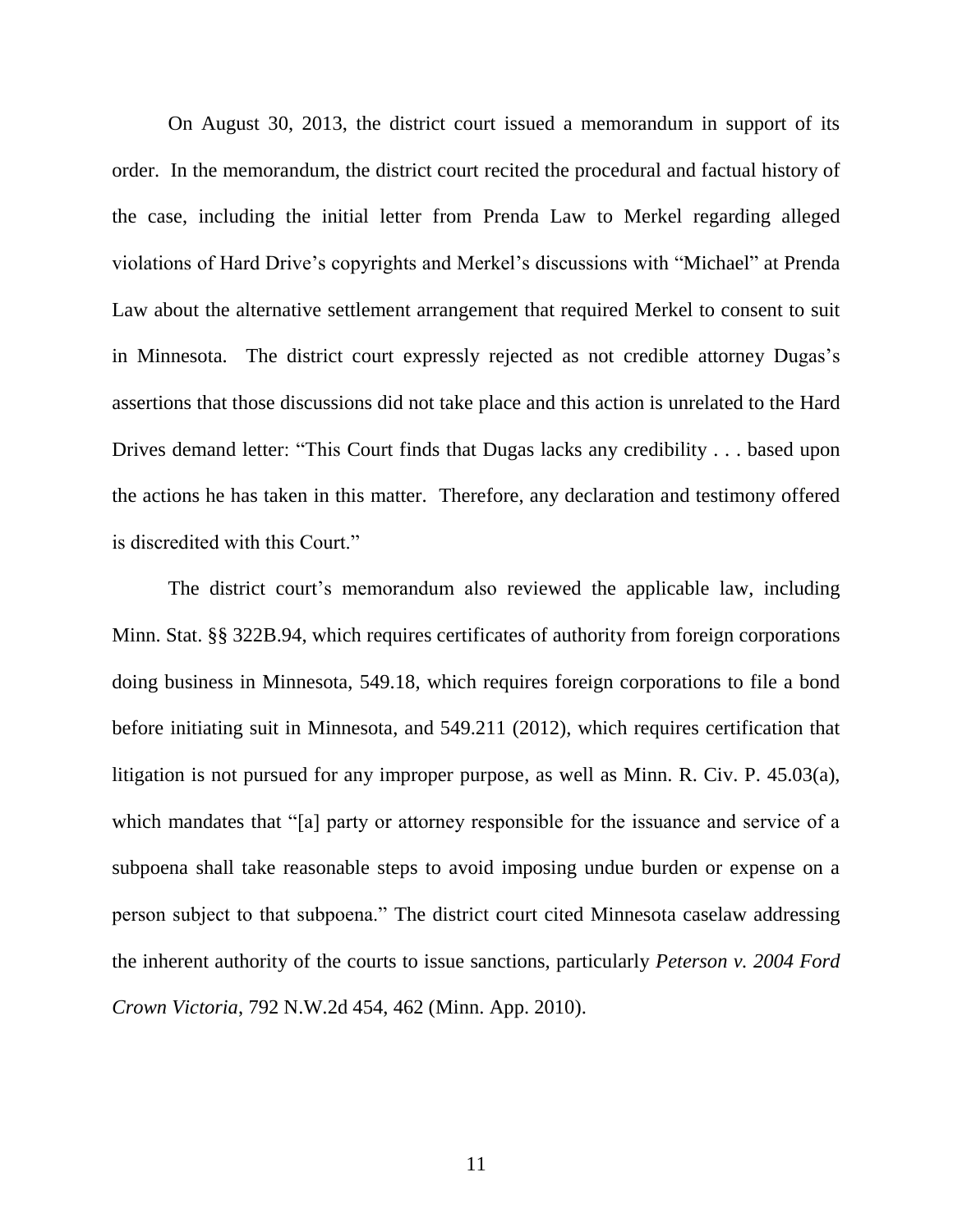On August 30, 2013, the district court issued a memorandum in support of its order. In the memorandum, the district court recited the procedural and factual history of the case, including the initial letter from Prenda Law to Merkel regarding alleged violations of Hard Drive's copyrights and Merkel's discussions with "Michael" at Prenda Law about the alternative settlement arrangement that required Merkel to consent to suit in Minnesota. The district court expressly rejected as not credible attorney Dugas's assertions that those discussions did not take place and this action is unrelated to the Hard Drives demand letter: "This Court finds that Dugas lacks any credibility . . . based upon the actions he has taken in this matter. Therefore, any declaration and testimony offered is discredited with this Court."

The district court's memorandum also reviewed the applicable law, including Minn. Stat. §§ 322B.94, which requires certificates of authority from foreign corporations doing business in Minnesota, 549.18, which requires foreign corporations to file a bond before initiating suit in Minnesota, and 549.211 (2012), which requires certification that litigation is not pursued for any improper purpose, as well as Minn. R. Civ. P. 45.03(a), which mandates that "[a] party or attorney responsible for the issuance and service of a subpoena shall take reasonable steps to avoid imposing undue burden or expense on a person subject to that subpoena." The district court cited Minnesota caselaw addressing the inherent authority of the courts to issue sanctions, particularly *Peterson v. 2004 Ford Crown Victoria*, 792 N.W.2d 454, 462 (Minn. App. 2010).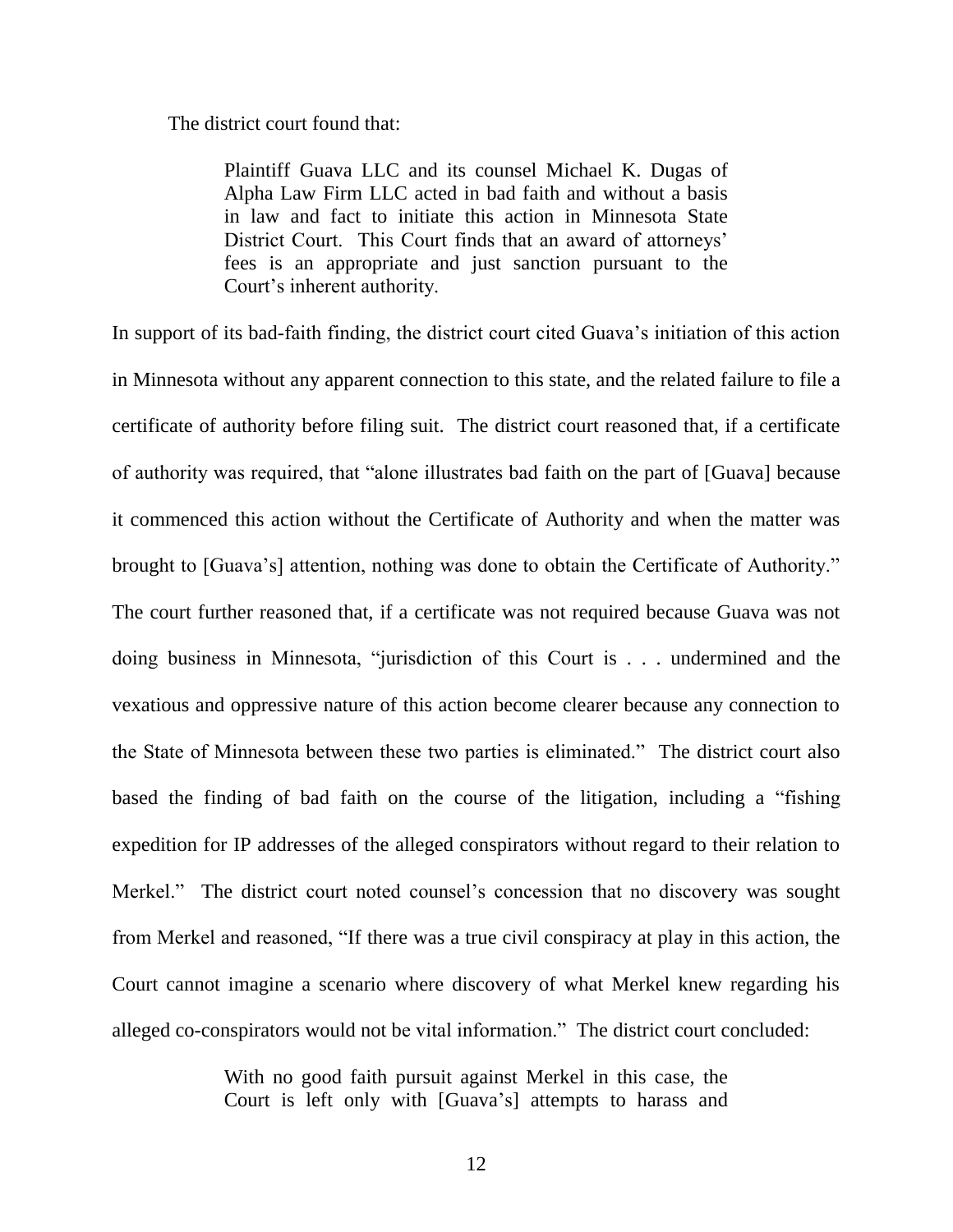The district court found that:

> Plaintiff Guava LLC and its counsel Michael K. Dugas of Alpha Law Firm LLC acted in bad faith and without a basis in law and fact to initiate this action in Minnesota State District Court. This Court finds that an award of attorneys' fees is an appropriate and just sanction pursuant to the Court's inherent authority.

In support of its bad-faith finding, the district court cited Guava's initiation of this action in Minnesota without any apparent connection to this state, and the related failure to file a certificate of authority before filing suit. The district court reasoned that, if a certificate of authority was required, that "alone illustrates bad faith on the part of [Guava] because it commenced this action without the Certificate of Authority and when the matter was brought to [Guava's] attention, nothing was done to obtain the Certificate of Authority." The court further reasoned that, if a certificate was not required because Guava was not doing business in Minnesota, "jurisdiction of this Court is . . . undermined and the vexatious and oppressive nature of this action become clearer because any connection to the State of Minnesota between these two parties is eliminated." The district court also based the finding of bad faith on the course of the litigation, including a "fishing expedition for IP addresses of the alleged conspirators without regard to their relation to Merkel." The district court noted counsel's concession that no discovery was sought from Merkel and reasoned, "If there was a true civil conspiracy at play in this action, the Court cannot imagine a scenario where discovery of what Merkel knew regarding his alleged co-conspirators would not be vital information." The district court concluded:

> With no good faith pursuit against Merkel in this case, the Court is left only with [Guava's] attempts to harass and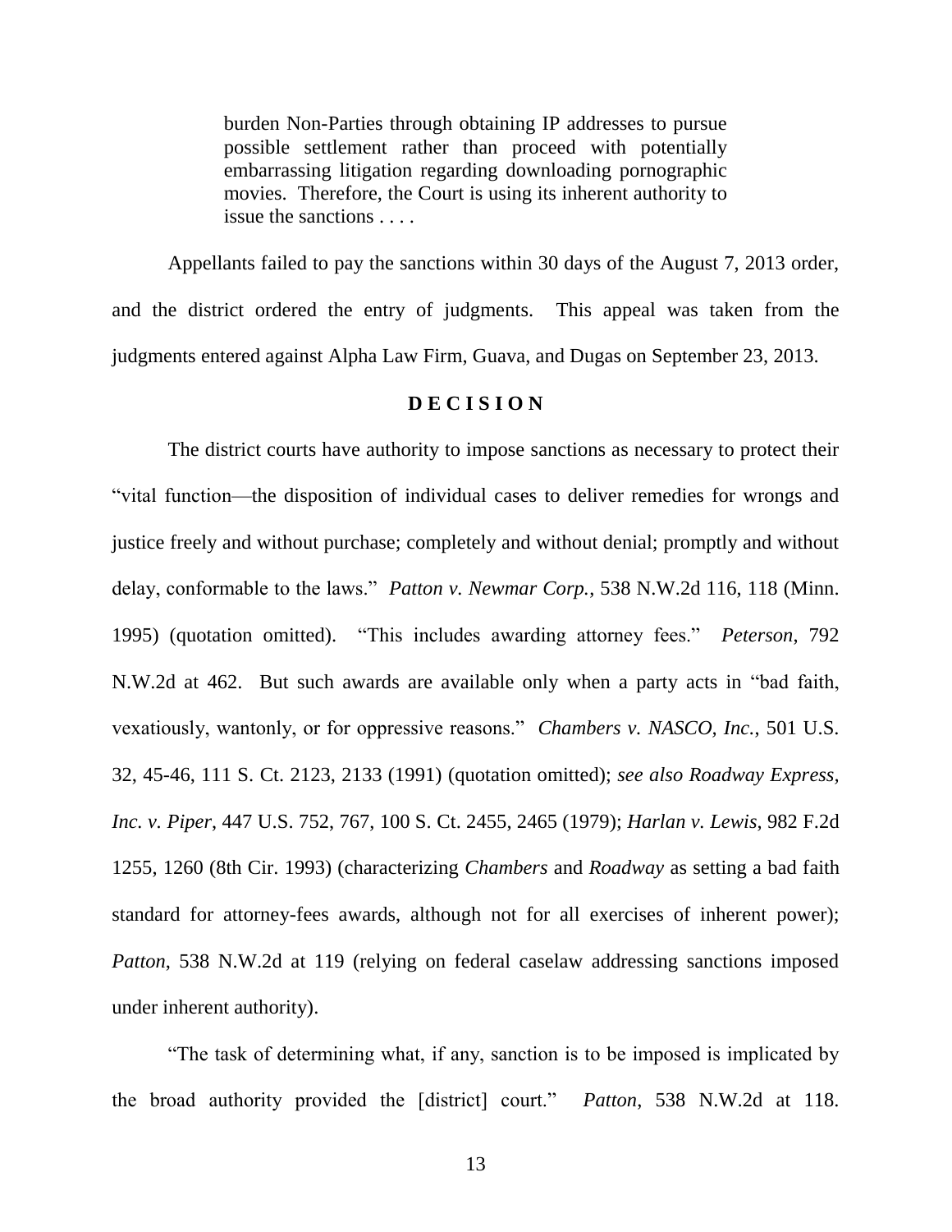> burden Non-Parties through obtaining IP addresses to pursue possible settlement rather than proceed with potentially embarrassing litigation regarding downloading pornographic movies. Therefore, the Court is using its inherent authority to issue the sanctions . . . .

Appellants failed to pay the sanctions within 30 days of the August 7, 2013 order, and the district ordered the entry of judgments. This appeal was taken from the judgments entered against Alpha Law Firm, Guava, and Dugas on September 23, 2013.

## **D E C I S I O N**

The district courts have authority to impose sanctions as necessary to protect their "vital function—the disposition of individual cases to deliver remedies for wrongs and justice freely and without purchase; completely and without denial; promptly and without delay, conformable to the laws." *Patton v. Newmar Corp.*, 538 N.W.2d 116, 118 (Minn. 1995) (quotation omitted). "This includes awarding attorney fees." *Peterson*, 792 N.W.2d at 462. But such awards are available only when a party acts in "bad faith, vexatiously, wantonly, or for oppressive reasons." *Chambers v. NASCO, Inc.*, 501 U.S. 32, 45-46, 111 S. Ct. 2123, 2133 (1991) (quotation omitted); *see also Roadway Express, Inc. v. Piper*, 447 U.S. 752, 767, 100 S. Ct. 2455, 2465 (1979); *Harlan v. Lewis*, 982 F.2d 1255, 1260 (8th Cir. 1993) (characterizing *Chambers* and *Roadway* as setting a bad faith standard for attorney-fees awards, although not for all exercises of inherent power); *Patton*, 538 N.W.2d at 119 (relying on federal caselaw addressing sanctions imposed under inherent authority).

"The task of determining what, if any, sanction is to be imposed is implicated by the broad authority provided the [district] court." *Patton*, 538 N.W.2d at 118.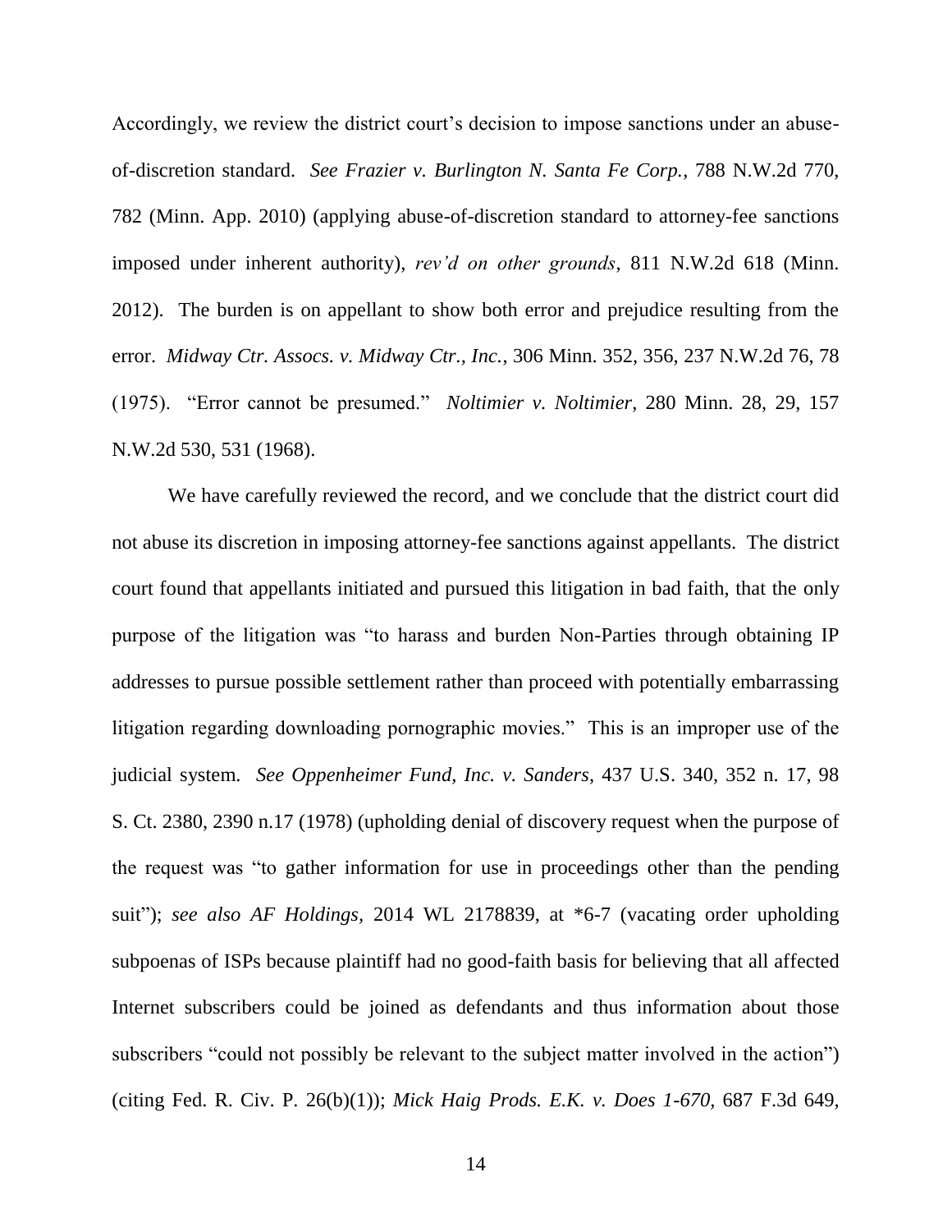Accordingly, we review the district court's decision to impose sanctions under an abuse-of-discretion standard. *See Frazier v. Burlington N. Santa Fe Corp.*, 788 N.W.2d 770, 782 (Minn. App. 2010) (applying abuse-of-discretion standard to attorney-fee sanctions imposed under inherent authority), *rev'd on other grounds*, 811 N.W.2d 618 (Minn. 2012). The burden is on appellant to show both error and prejudice resulting from the error. *Midway Ctr. Assocs. v. Midway Ctr., Inc.*, 306 Minn. 352, 356, 237 N.W.2d 76, 78 (1975). "Error cannot be presumed." *Noltimier v. Noltimier*, 280 Minn. 28, 29, 157 N.W.2d 530, 531 (1968).

We have carefully reviewed the record, and we conclude that the district court did not abuse its discretion in imposing attorney-fee sanctions against appellants. The district court found that appellants initiated and pursued this litigation in bad faith, that the only purpose of the litigation was "to harass and burden Non-Parties through obtaining IP addresses to pursue possible settlement rather than proceed with potentially embarrassing litigation regarding downloading pornographic movies." This is an improper use of the judicial system. *See Oppenheimer Fund, Inc. v. Sanders*, 437 U.S. 340, 352 n. 17, 98 S. Ct. 2380, 2390 n.17 (1978) (upholding denial of discovery request when the purpose of the request was "to gather information for use in proceedings other than the pending suit"); *see also AF Holdings*, 2014 WL 2178839, at *6-7 (vacating order upholding subpoenas of ISPs because plaintiff had no good-faith basis for believing that all affected Internet subscribers could be joined as defendants and thus information about those subscribers "could not possibly be relevant to the subject matter involved in the action") (citing Fed. R. Civ. P. 26(b)(1)); *Mick Haig Prods. E.K. v. Does 1-670*, 687 F.3d 649,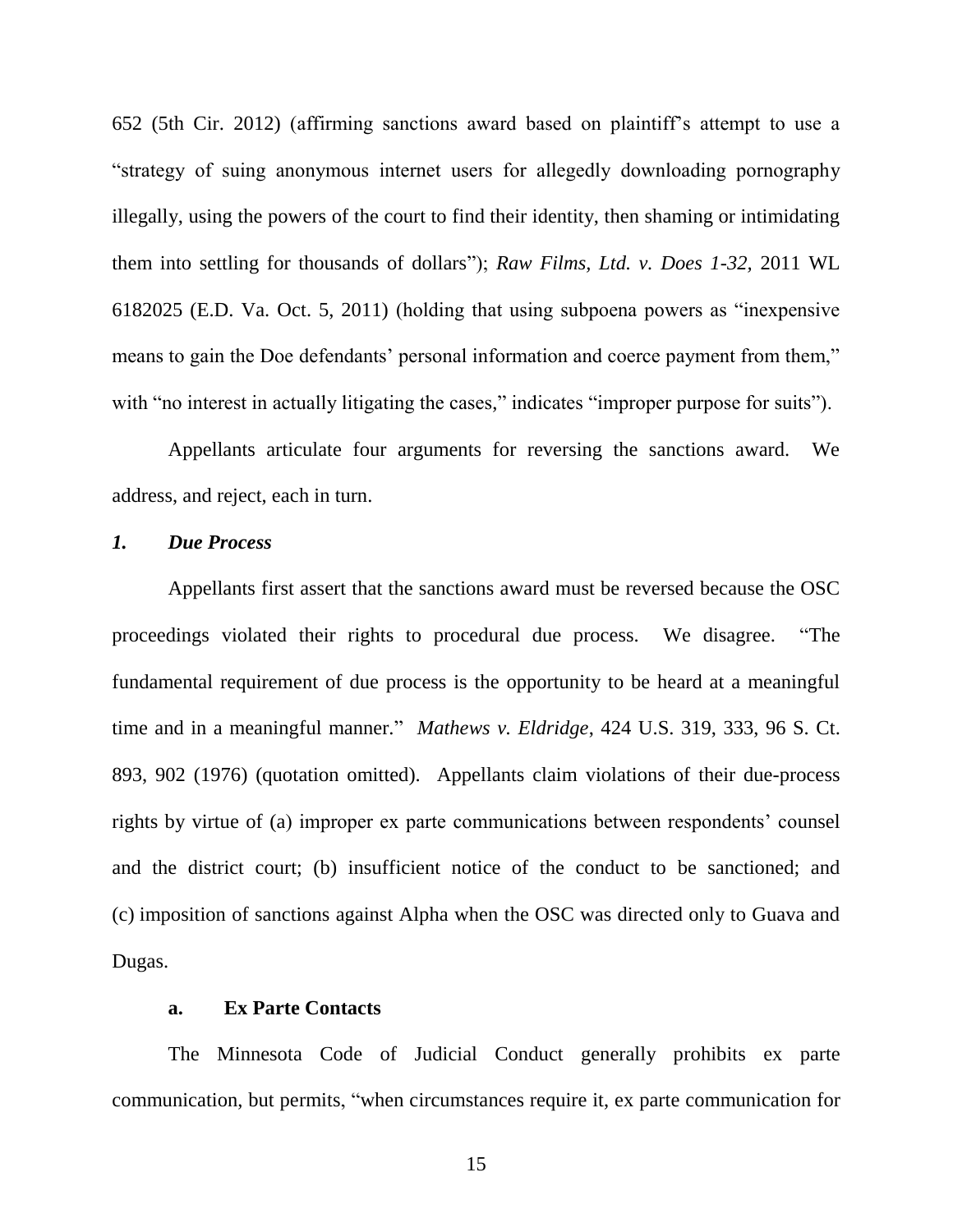652 (5th Cir. 2012) (affirming sanctions award based on plaintiff's attempt to use a "strategy of suing anonymous internet users for allegedly downloading pornography illegally, using the powers of the court to find their identity, then shaming or intimidating them into settling for thousands of dollars"); *Raw Films, Ltd. v. Does 1-32*, 2011 WL 6182025 (E.D. Va. Oct. 5, 2011) (holding that using subpoena powers as "inexpensive means to gain the Doe defendants' personal information and coerce payment from them," with "no interest in actually litigating the cases," indicates "improper purpose for suits").

Appellants articulate four arguments for reversing the sanctions award. We address, and reject, each in turn.

### *1. Due Process*

Appellants first assert that the sanctions award must be reversed because the OSC proceedings violated their rights to procedural due process. We disagree. "The fundamental requirement of due process is the opportunity to be heard at a meaningful time and in a meaningful manner." *Mathews v. Eldridge*, 424 U.S. 319, 333, 96 S. Ct. 893, 902 (1976) (quotation omitted). Appellants claim violations of their due-process rights by virtue of (a) improper ex parte communications between respondents' counsel and the district court; (b) insufficient notice of the conduct to be sanctioned; and (c) imposition of sanctions against Alpha when the OSC was directed only to Guava and Dugas.

#### **a. Ex Parte Contacts**

The Minnesota Code of Judicial Conduct generally prohibits ex parte communication, but permits, "when circumstances require it, ex parte communication for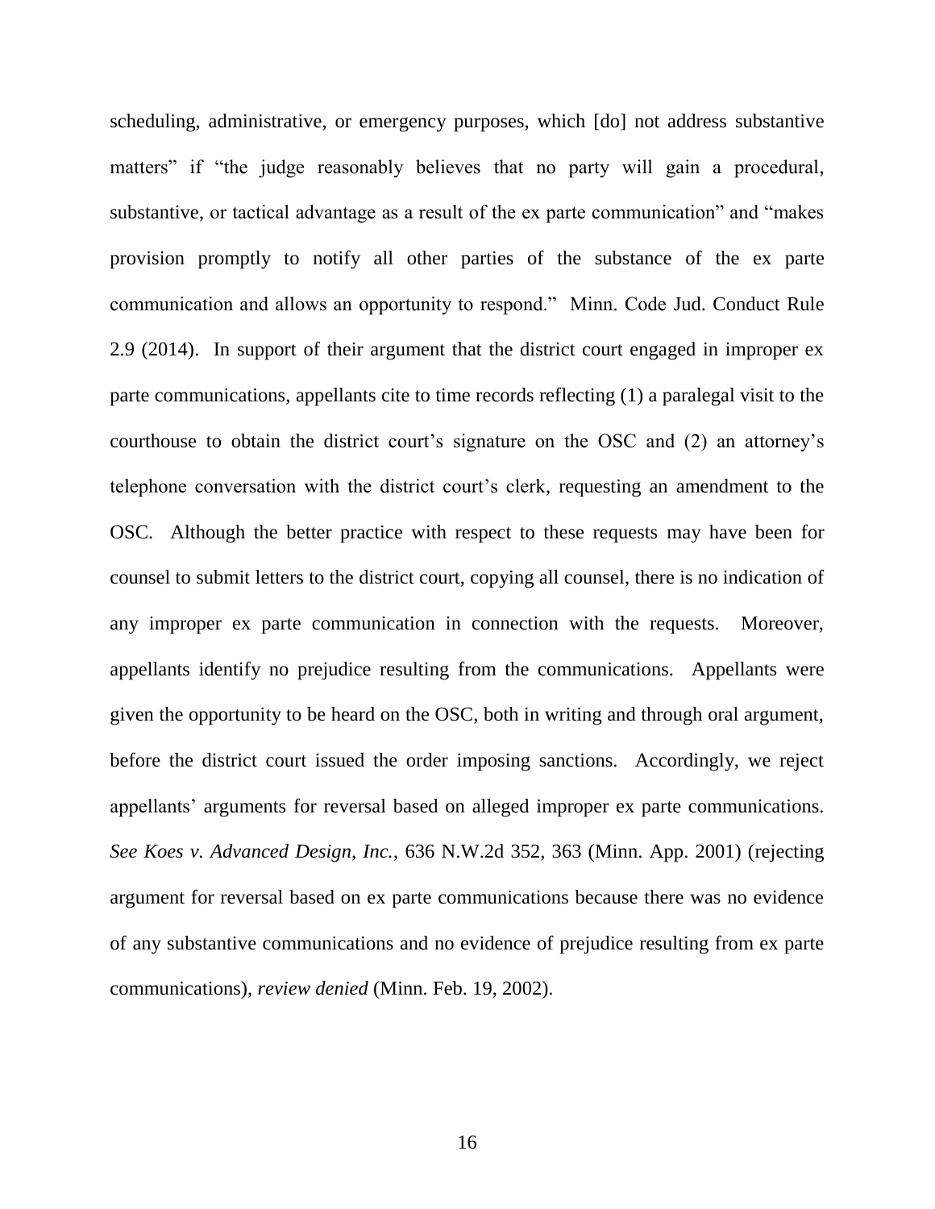scheduling, administrative, or emergency purposes, which [do] not address substantive matters" if "the judge reasonably believes that no party will gain a procedural, substantive, or tactical advantage as a result of the ex parte communication" and "makes provision promptly to notify all other parties of the substance of the ex parte communication and allows an opportunity to respond." Minn. Code Jud. Conduct Rule 2.9 (2014). In support of their argument that the district court engaged in improper ex parte communications, appellants cite to time records reflecting (1) a paralegal visit to the courthouse to obtain the district court's signature on the OSC and (2) an attorney's telephone conversation with the district court's clerk, requesting an amendment to the OSC. Although the better practice with respect to these requests may have been for counsel to submit letters to the district court, copying all counsel, there is no indication of any improper ex parte communication in connection with the requests. Moreover, appellants identify no prejudice resulting from the communications. Appellants were given the opportunity to be heard on the OSC, both in writing and through oral argument, before the district court issued the order imposing sanctions. Accordingly, we reject appellants' arguments for reversal based on alleged improper ex parte communications. *See Koes v. Advanced Design, Inc.*, 636 N.W.2d 352, 363 (Minn. App. 2001) (rejecting argument for reversal based on ex parte communications because there was no evidence of any substantive communications and no evidence of prejudice resulting from ex parte communications), *review denied* (Minn. Feb. 19, 2002).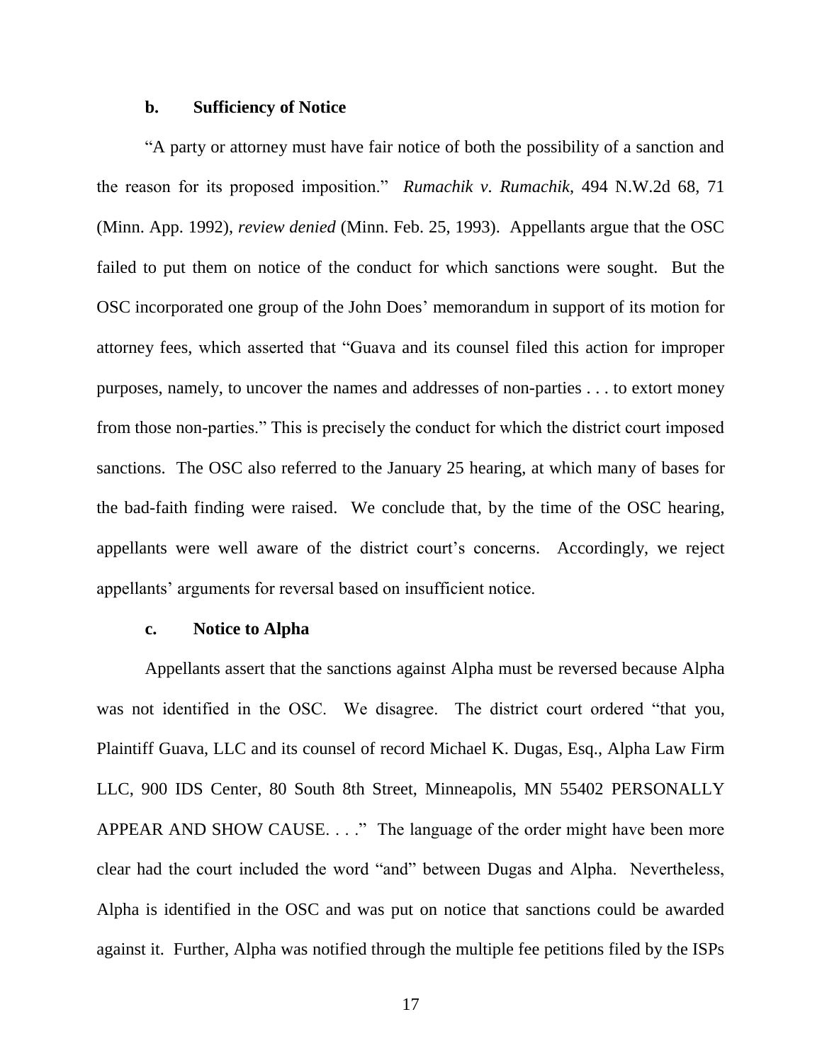### b. Sufficiency of Notice

"A party or attorney must have fair notice of both the possibility of a sanction and the reason for its proposed imposition." *Rumachik v. Rumachik*, 494 N.W.2d 68, 71 (Minn. App. 1992), *review denied* (Minn. Feb. 25, 1993). Appellants argue that the OSC failed to put them on notice of the conduct for which sanctions were sought. But the OSC incorporated one group of the John Does' memorandum in support of its motion for attorney fees, which asserted that "Guava and its counsel filed this action for improper purposes, namely, to uncover the names and addresses of non-parties . . . to extort money from those non-parties." This is precisely the conduct for which the district court imposed sanctions. The OSC also referred to the January 25 hearing, at which many of bases for the bad-faith finding were raised. We conclude that, by the time of the OSC hearing, appellants were well aware of the district court's concerns. Accordingly, we reject appellants' arguments for reversal based on insufficient notice.

### c. Notice to Alpha

Appellants assert that the sanctions against Alpha must be reversed because Alpha was not identified in the OSC. We disagree. The district court ordered "that you, Plaintiff Guava, LLC and its counsel of record Michael K. Dugas, Esq., Alpha Law Firm LLC, 900 IDS Center, 80 South 8th Street, Minneapolis, MN 55402 PERSONALLY APPEAR AND SHOW CAUSE. . . ." The language of the order might have been more clear had the court included the word "and" between Dugas and Alpha. Nevertheless, Alpha is identified in the OSC and was put on notice that sanctions could be awarded against it. Further, Alpha was notified through the multiple fee petitions filed by the ISPs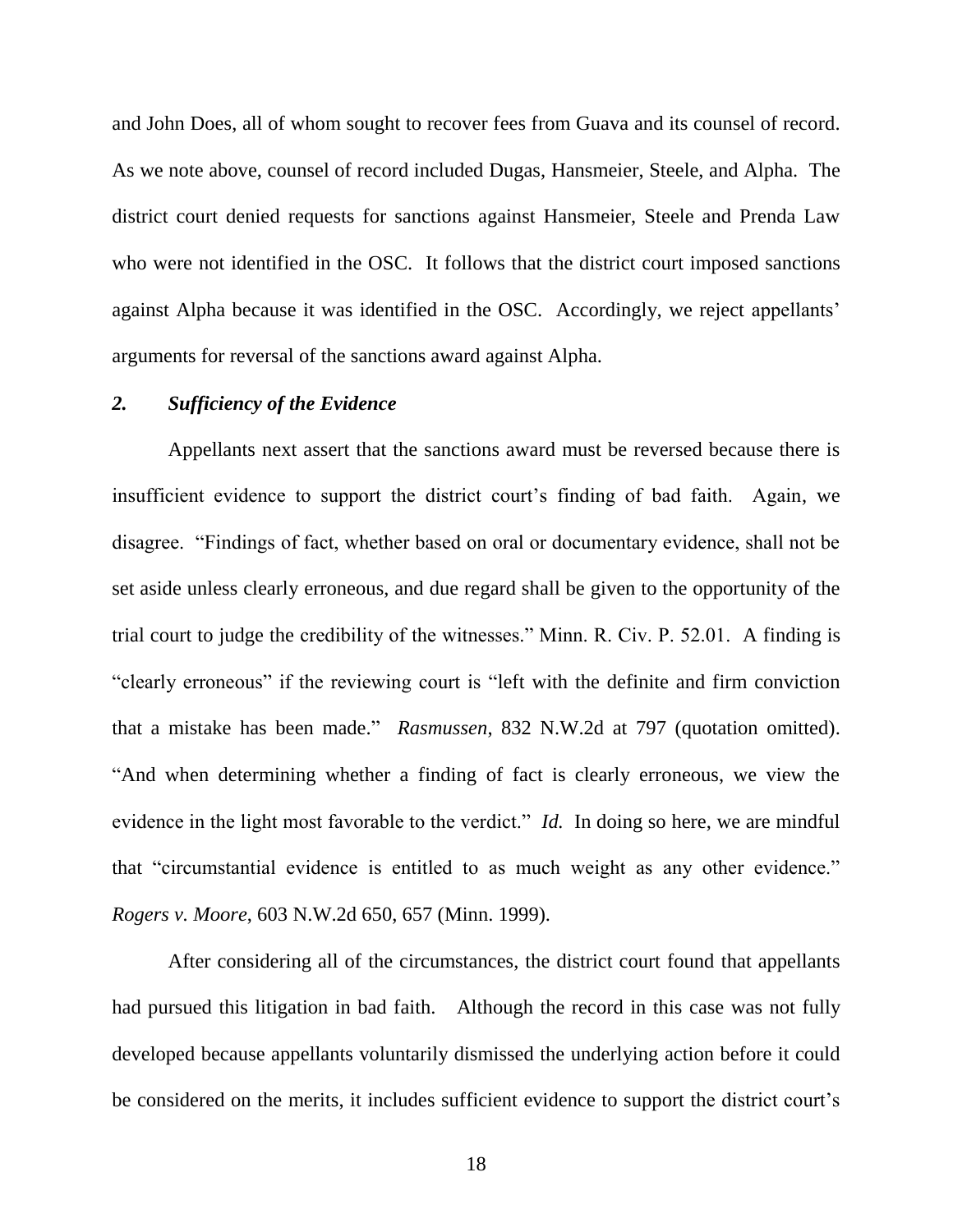and John Does, all of whom sought to recover fees from Guava and its counsel of record. As we note above, counsel of record included Dugas, Hansmeier, Steele, and Alpha. The district court denied requests for sanctions against Hansmeier, Steele and Prenda Law who were not identified in the OSC. It follows that the district court imposed sanctions against Alpha because it was identified in the OSC. Accordingly, we reject appellants' arguments for reversal of the sanctions award against Alpha.

### *2. Sufficiency of the Evidence*

Appellants next assert that the sanctions award must be reversed because there is insufficient evidence to support the district court's finding of bad faith. Again, we disagree. "Findings of fact, whether based on oral or documentary evidence, shall not be set aside unless clearly erroneous, and due regard shall be given to the opportunity of the trial court to judge the credibility of the witnesses." Minn. R. Civ. P. 52.01. A finding is "clearly erroneous" if the reviewing court is "left with the definite and firm conviction that a mistake has been made." *Rasmussen*, 832 N.W.2d at 797 (quotation omitted). "And when determining whether a finding of fact is clearly erroneous, we view the evidence in the light most favorable to the verdict." *Id.* In doing so here, we are mindful that "circumstantial evidence is entitled to as much weight as any other evidence." *Rogers v. Moore*, 603 N.W.2d 650, 657 (Minn. 1999).

After considering all of the circumstances, the district court found that appellants had pursued this litigation in bad faith. Although the record in this case was not fully developed because appellants voluntarily dismissed the underlying action before it could be considered on the merits, it includes sufficient evidence to support the district court's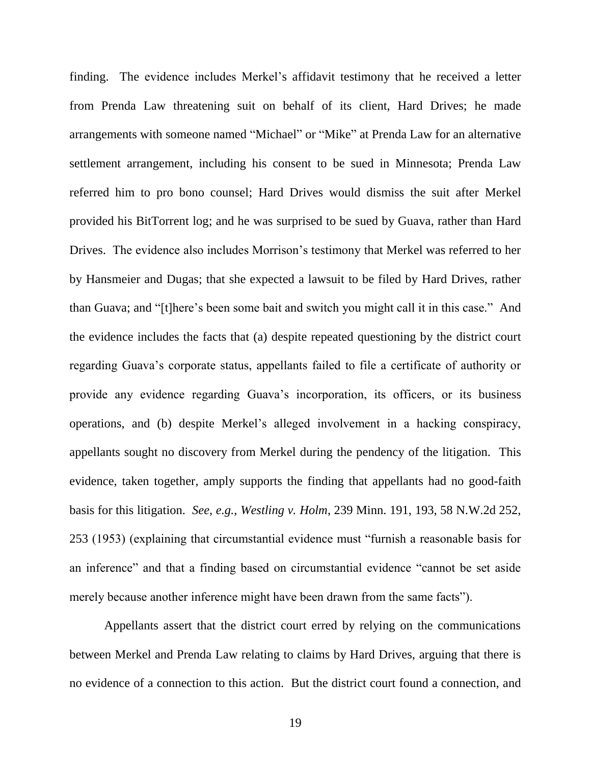finding. The evidence includes Merkel's affidavit testimony that he received a letter from Prenda Law threatening suit on behalf of its client, Hard Drives; he made arrangements with someone named "Michael" or "Mike" at Prenda Law for an alternative settlement arrangement, including his consent to be sued in Minnesota; Prenda Law referred him to pro bono counsel; Hard Drives would dismiss the suit after Merkel provided his BitTorrent log; and he was surprised to be sued by Guava, rather than Hard Drives. The evidence also includes Morrison's testimony that Merkel was referred to her by Hansmeier and Dugas; that she expected a lawsuit to be filed by Hard Drives, rather than Guava; and "[t]here's been some bait and switch you might call it in this case." And the evidence includes the facts that (a) despite repeated questioning by the district court regarding Guava's corporate status, appellants failed to file a certificate of authority or provide any evidence regarding Guava's incorporation, its officers, or its business operations, and (b) despite Merkel's alleged involvement in a hacking conspiracy, appellants sought no discovery from Merkel during the pendency of the litigation. This evidence, taken together, amply supports the finding that appellants had no good-faith basis for this litigation. *See, e.g.*, *Westling v. Holm*, 239 Minn. 191, 193, 58 N.W.2d 252, 253 (1953) (explaining that circumstantial evidence must "furnish a reasonable basis for an inference" and that a finding based on circumstantial evidence "cannot be set aside merely because another inference might have been drawn from the same facts").

Appellants assert that the district court erred by relying on the communications between Merkel and Prenda Law relating to claims by Hard Drives, arguing that there is no evidence of a connection to this action. But the district court found a connection, and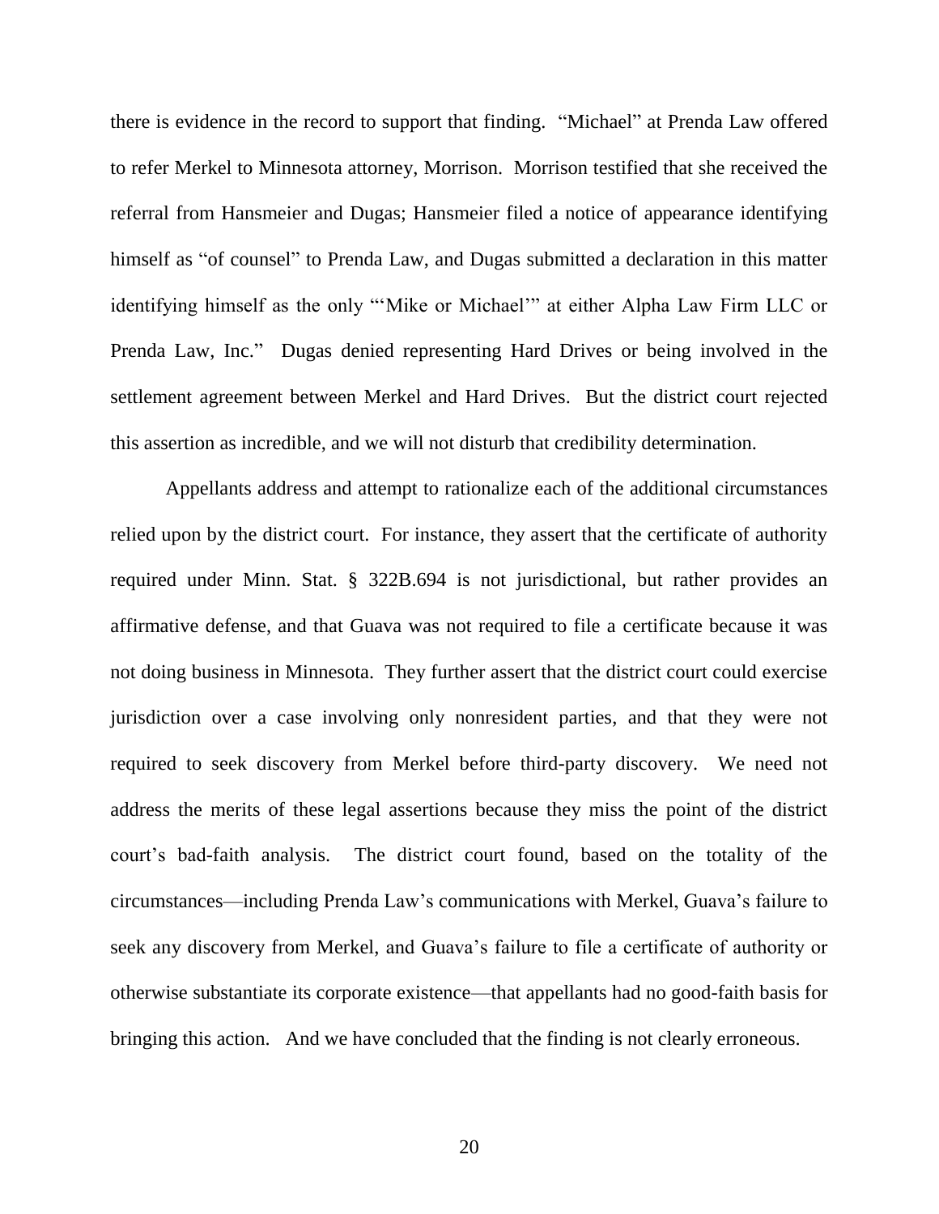there is evidence in the record to support that finding. "Michael" at Prenda Law offered to refer Merkel to Minnesota attorney, Morrison. Morrison testified that she received the referral from Hansmeier and Dugas; Hansmeier filed a notice of appearance identifying himself as "of counsel" to Prenda Law, and Dugas submitted a declaration in this matter identifying himself as the only "'Mike or Michael'" at either Alpha Law Firm LLC or Prenda Law, Inc." Dugas denied representing Hard Drives or being involved in the settlement agreement between Merkel and Hard Drives. But the district court rejected this assertion as incredible, and we will not disturb that credibility determination.

Appellants address and attempt to rationalize each of the additional circumstances relied upon by the district court. For instance, they assert that the certificate of authority required under Minn. Stat. § 322B.694 is not jurisdictional, but rather provides an affirmative defense, and that Guava was not required to file a certificate because it was not doing business in Minnesota. They further assert that the district court could exercise jurisdiction over a case involving only nonresident parties, and that they were not required to seek discovery from Merkel before third-party discovery. We need not address the merits of these legal assertions because they miss the point of the district court's bad-faith analysis. The district court found, based on the totality of the circumstances—including Prenda Law's communications with Merkel, Guava's failure to seek any discovery from Merkel, and Guava's failure to file a certificate of authority or otherwise substantiate its corporate existence—that appellants had no good-faith basis for bringing this action. And we have concluded that the finding is not clearly erroneous.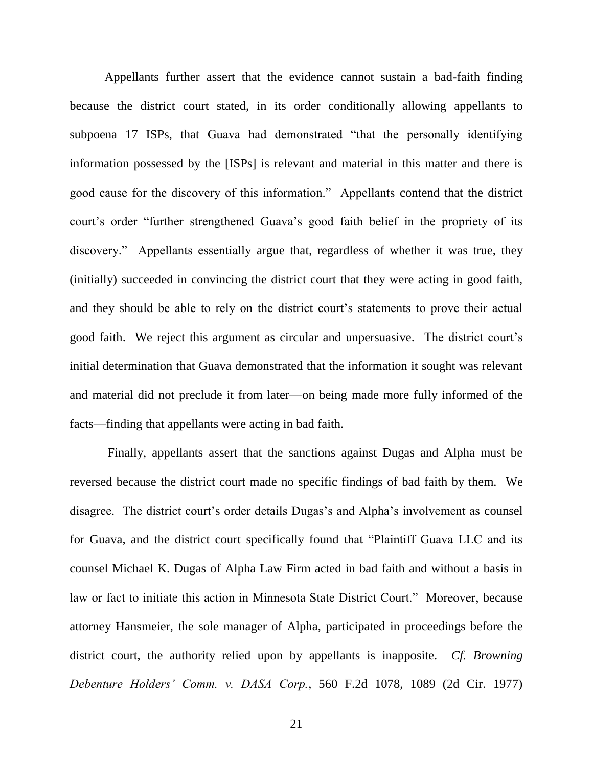Appellants further assert that the evidence cannot sustain a bad-faith finding because the district court stated, in its order conditionally allowing appellants to subpoena 17 ISPs, that Guava had demonstrated "that the personally identifying information possessed by the [ISPs] is relevant and material in this matter and there is good cause for the discovery of this information." Appellants contend that the district court's order "further strengthened Guava's good faith belief in the propriety of its discovery." Appellants essentially argue that, regardless of whether it was true, they (initially) succeeded in convincing the district court that they were acting in good faith, and they should be able to rely on the district court's statements to prove their actual good faith. We reject this argument as circular and unpersuasive. The district court's initial determination that Guava demonstrated that the information it sought was relevant and material did not preclude it from later—on being made more fully informed of the facts—finding that appellants were acting in bad faith.

Finally, appellants assert that the sanctions against Dugas and Alpha must be reversed because the district court made no specific findings of bad faith by them. We disagree. The district court's order details Dugas's and Alpha's involvement as counsel for Guava, and the district court specifically found that "Plaintiff Guava LLC and its counsel Michael K. Dugas of Alpha Law Firm acted in bad faith and without a basis in law or fact to initiate this action in Minnesota State District Court." Moreover, because attorney Hansmeier, the sole manager of Alpha, participated in proceedings before the district court, the authority relied upon by appellants is inapposite. *Cf. Browning Debenture Holders' Comm. v. DASA Corp.*, 560 F.2d 1078, 1089 (2d Cir. 1977)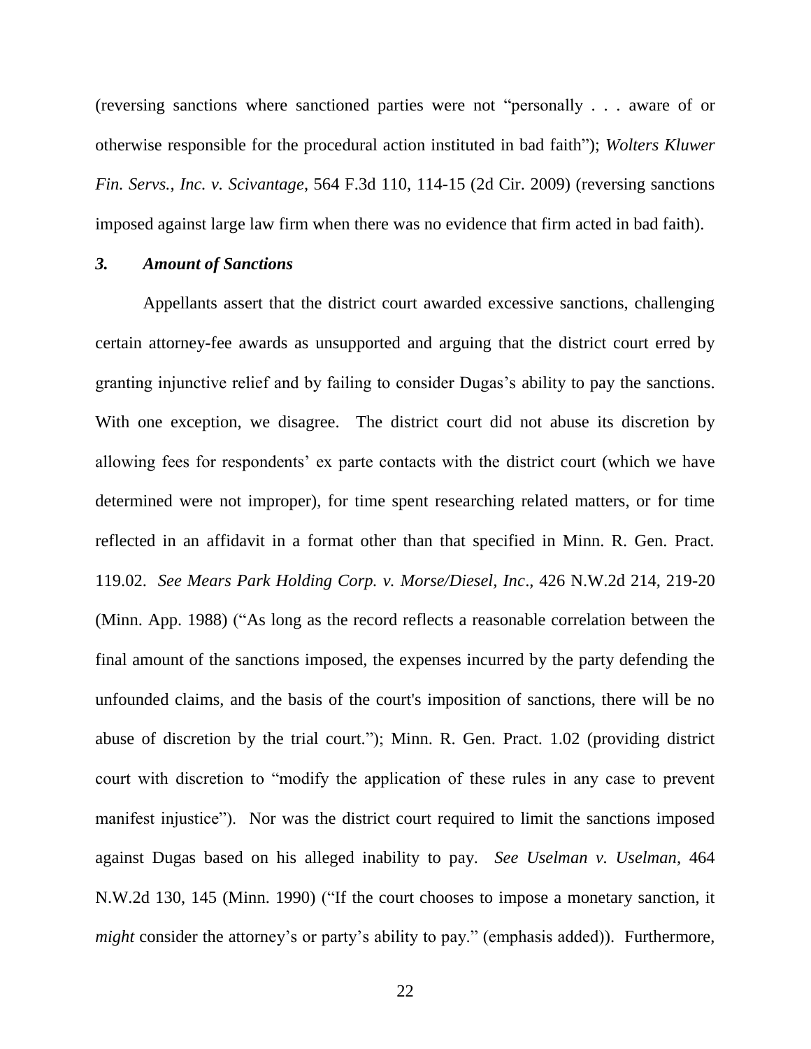(reversing sanctions where sanctioned parties were not "personally . . . aware of or otherwise responsible for the procedural action instituted in bad faith"); *Wolters Kluwer Fin. Servs., Inc. v. Scivantage*, 564 F.3d 110, 114-15 (2d Cir. 2009) (reversing sanctions imposed against large law firm when there was no evidence that firm acted in bad faith).

### *3. Amount of Sanctions*

Appellants assert that the district court awarded excessive sanctions, challenging certain attorney-fee awards as unsupported and arguing that the district court erred by granting injunctive relief and by failing to consider Dugas's ability to pay the sanctions. With one exception, we disagree. The district court did not abuse its discretion by allowing fees for respondents' ex parte contacts with the district court (which we have determined were not improper), for time spent researching related matters, or for time reflected in an affidavit in a format other than that specified in Minn. R. Gen. Pract. 119.02. *See Mears Park Holding Corp. v. Morse/Diesel, Inc*., 426 N.W.2d 214, 219-20 (Minn. App. 1988) ("As long as the record reflects a reasonable correlation between the final amount of the sanctions imposed, the expenses incurred by the party defending the unfounded claims, and the basis of the court's imposition of sanctions, there will be no abuse of discretion by the trial court."); Minn. R. Gen. Pract. 1.02 (providing district court with discretion to "modify the application of these rules in any case to prevent manifest injustice"). Nor was the district court required to limit the sanctions imposed against Dugas based on his alleged inability to pay. *See Uselman v. Uselman*, 464 N.W.2d 130, 145 (Minn. 1990) ("If the court chooses to impose a monetary sanction, it *might* consider the attorney's or party's ability to pay." (emphasis added)). Furthermore,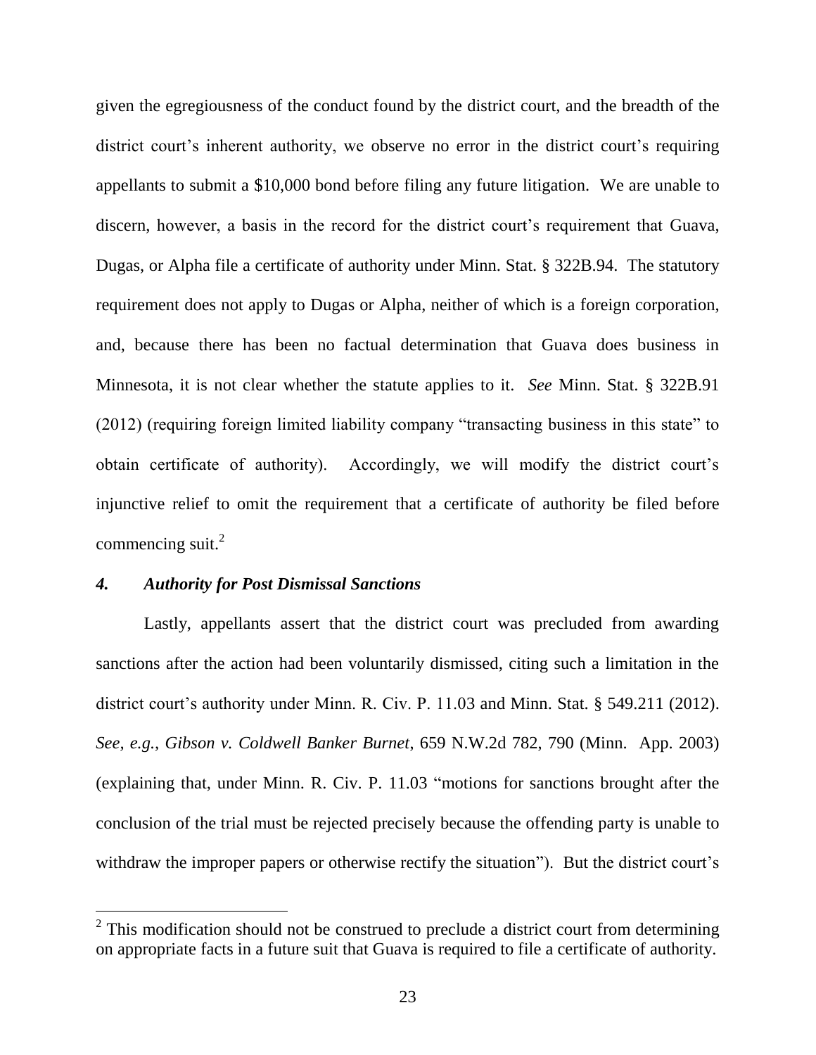given the egregiousness of the conduct found by the district court, and the breadth of the district court's inherent authority, we observe no error in the district court's requiring appellants to submit a $10,000 bond before filing any future litigation. We are unable to discern, however, a basis in the record for the district court's requirement that Guava, Dugas, or Alpha file a certificate of authority under Minn. Stat. § 322B.94. The statutory requirement does not apply to Dugas or Alpha, neither of which is a foreign corporation, and, because there has been no factual determination that Guava does business in Minnesota, it is not clear whether the statute applies to it. *See* Minn. Stat. § 322B.91 (2012) (requiring foreign limited liability company "transacting business in this state" to obtain certificate of authority). Accordingly, we will modify the district court's injunctive relief to omit the requirement that a certificate of authority be filed before commencing suit.[2]

### *4. Authority for Post Dismissal Sanctions*

Lastly, appellants assert that the district court was precluded from awarding sanctions after the action had been voluntarily dismissed, citing such a limitation in the district court's authority under Minn. R. Civ. P. 11.03 and Minn. Stat. § 549.211 (2012). *See, e.g.*, *Gibson v. Coldwell Banker Burnet*, 659 N.W.2d 782, 790 (Minn. App. 2003) (explaining that, under Minn. R. Civ. P. 11.03 "motions for sanctions brought after the conclusion of the trial must be rejected precisely because the offending party is unable to withdraw the improper papers or otherwise rectify the situation"). But the district court's

[2] This modification should not be construed to preclude a district court from determining on appropriate facts in a future suit that Guava is required to file a certificate of authority.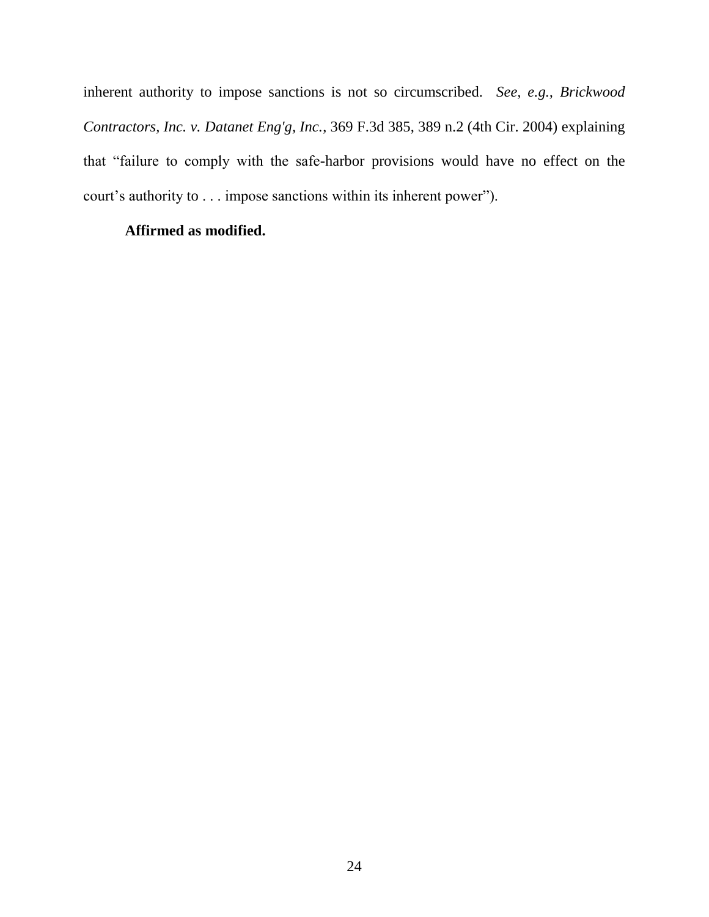inherent authority to impose sanctions is not so circumscribed. *See, e.g., Brickwood Contractors, Inc. v. Datanet Eng'g, Inc.*, 369 F.3d 385, 389 n.2 (4th Cir. 2004) explaining that "failure to comply with the safe-harbor provisions would have no effect on the court's authority to . . . impose sanctions within its inherent power").

**Affirmed as modified.**